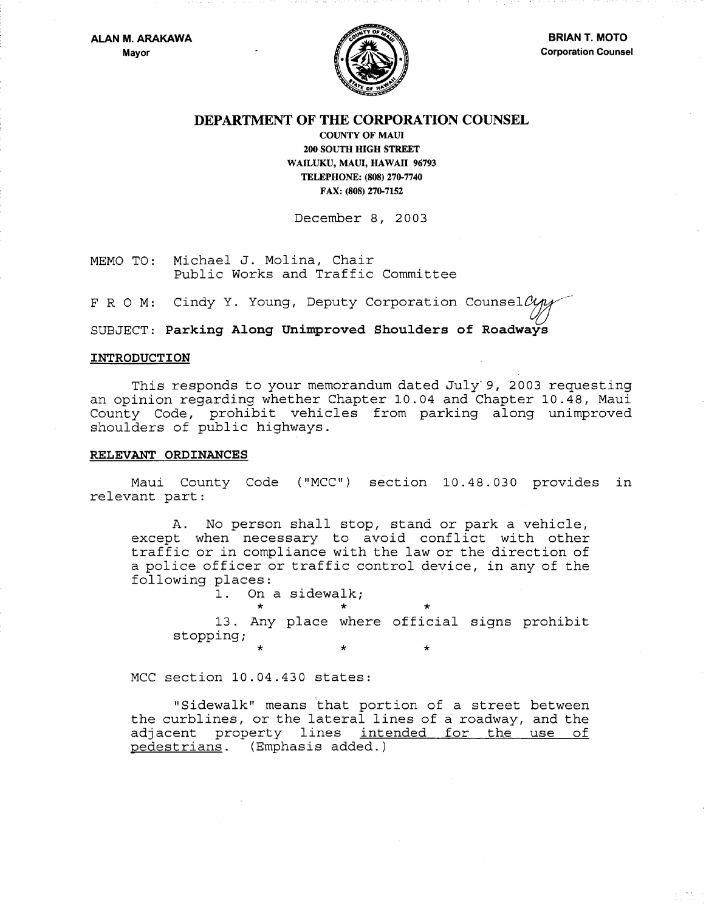**ALAN M. ARAKAWA**
Mayor

**BRIAN T. MOTO**
Corporation Counsel

**DEPARTMENT OF THE CORPORATION COUNSEL**

COUNTY OF MAUI
200 SOUTH HIGH STREET
WAILUKU, MAUI, HAWAII 96793
TELEPHONE: (808) 270-7740
FAX: (808) 270-7152

December 8, 2003

MEMO TO: Michael J. Molina, Chair
Public Works and Traffic Committee

F R O M: Cindy Y. Young, Deputy Corporation Counsel

SUBJECT: **Parking Along Unimproved Shoulders of Roadways**

**INTRODUCTION**

This responds to your memorandum dated July 9, 2003 requesting an opinion regarding whether Chapter 10.04 and Chapter 10.48, Maui County Code, prohibit vehicles from parking along unimproved shoulders of public highways.

**RELEVANT ORDINANCES**

Maui County Code ("MCC") section 10.48.030 provides in relevant part:

> A. No person shall stop, stand or park a vehicle, except when necessary to avoid conflict with other traffic or in compliance with the law or the direction of a police officer or traffic control device, in any of the following places:
>
> 1. On a sidewalk;
>
> \* \* \*
>
> 13. Any place where official signs prohibit stopping;
>
> \* \* \*

MCC section 10.04.430 states:

> "Sidewalk" means that portion of a street between the curblines, or the lateral lines of a roadway, and the adjacent property lines <u>intended for the use of pedestrians</u>. (Emphasis added.)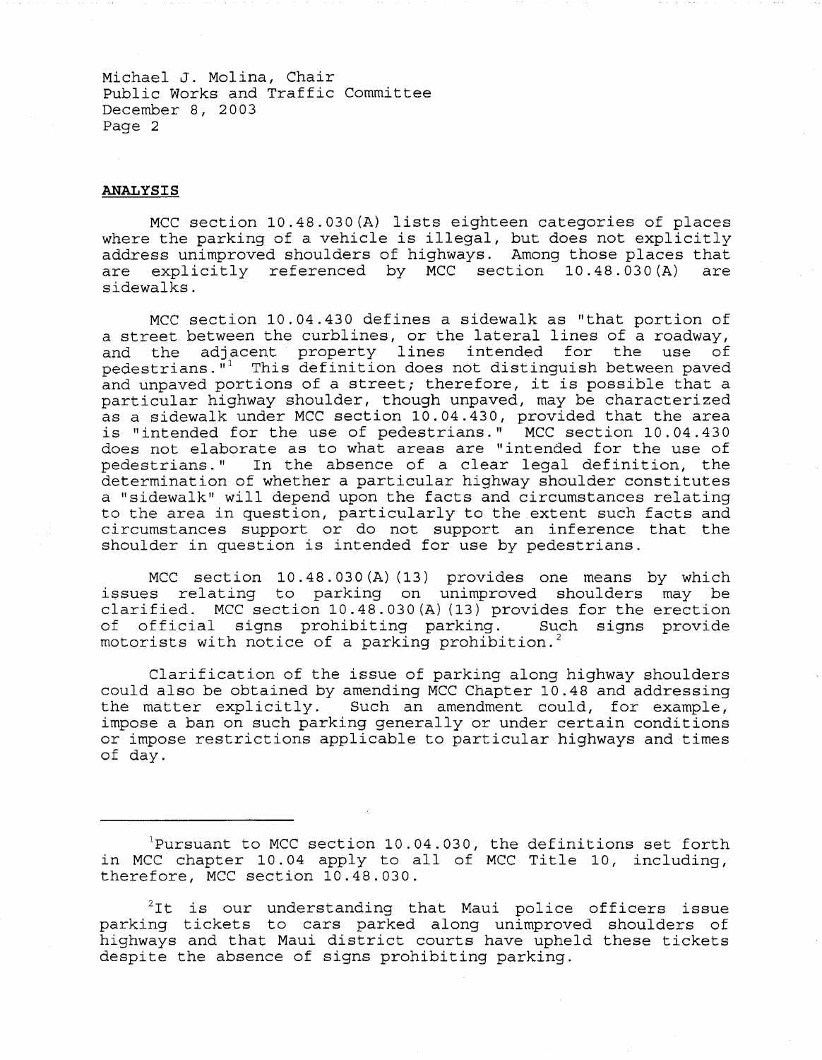## ANALYSIS

MCC section 10.48.030(A) lists eighteen categories of places where the parking of a vehicle is illegal, but does not explicitly address unimproved shoulders of highways. Among those places that are explicitly referenced by MCC section 10.48.030(A) are sidewalks.

MCC section 10.04.430 defines a sidewalk as "that portion of a street between the curblines, or the lateral lines of a roadway, and the adjacent property lines intended for the use of pedestrians."[1] This definition does not distinguish between paved and unpaved portions of a street; therefore, it is possible that a particular highway shoulder, though unpaved, may be characterized as a sidewalk under MCC section 10.04.430, provided that the area is "intended for the use of pedestrians." MCC section 10.04.430 does not elaborate as to what areas are "intended for the use of pedestrians." In the absence of a clear legal definition, the determination of whether a particular highway shoulder constitutes a "sidewalk" will depend upon the facts and circumstances relating to the area in question, particularly to the extent such facts and circumstances support or do not support an inference that the shoulder in question is intended for use by pedestrians.

MCC section 10.48.030(A)(13) provides one means by which issues relating to parking on unimproved shoulders may be clarified. MCC section 10.48.030(A)(13) provides for the erection of official signs prohibiting parking. Such signs provide motorists with notice of a parking prohibition.[2]

Clarification of the issue of parking along highway shoulders could also be obtained by amending MCC Chapter 10.48 and addressing the matter explicitly. Such an amendment could, for example, impose a ban on such parking generally or under certain conditions or impose restrictions applicable to particular highways and times of day.

---

[1] Pursuant to MCC section 10.04.030, the definitions set forth in MCC chapter 10.04 apply to all of MCC Title 10, including, therefore, MCC section 10.48.030.

[2] It is our understanding that Maui police officers issue parking tickets to cars parked along unimproved shoulders of highways and that Maui district courts have upheld these tickets despite the absence of signs prohibiting parking.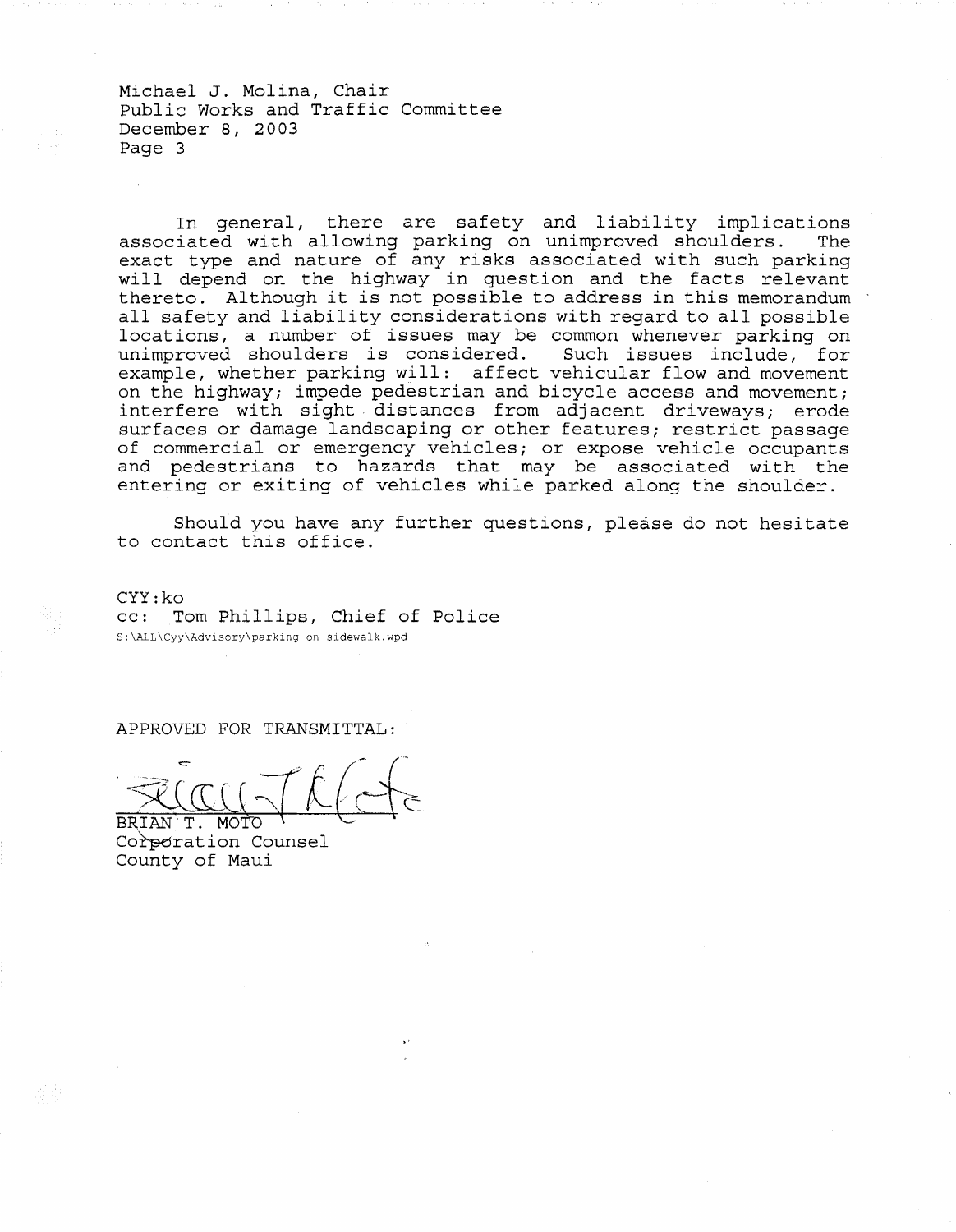In general, there are safety and liability implications associated with allowing parking on unimproved shoulders. The exact type and nature of any risks associated with such parking will depend on the highway in question and the facts relevant thereto. Although it is not possible to address in this memorandum all safety and liability considerations with regard to all possible locations, a number of issues may be common whenever parking on unimproved shoulders is considered. Such issues include, for example, whether parking will: affect vehicular flow and movement on the highway; impede pedestrian and bicycle access and movement; interfere with sight distances from adjacent driveways; erode surfaces or damage landscaping or other features; restrict passage of commercial or emergency vehicles; or expose vehicle occupants and pedestrians to hazards that may be associated with the entering or exiting of vehicles while parked along the shoulder.

Should you have any further questions, please do not hesitate to contact this office.

CYY:ko
cc: Tom Phillips, Chief of Police
S:\ALL\Cyy\Advisory\parking on sidewalk.wpd

APPROVED FOR TRANSMITTAL:

BRIAN T. MOTO
Corporation Counsel
County of Maui